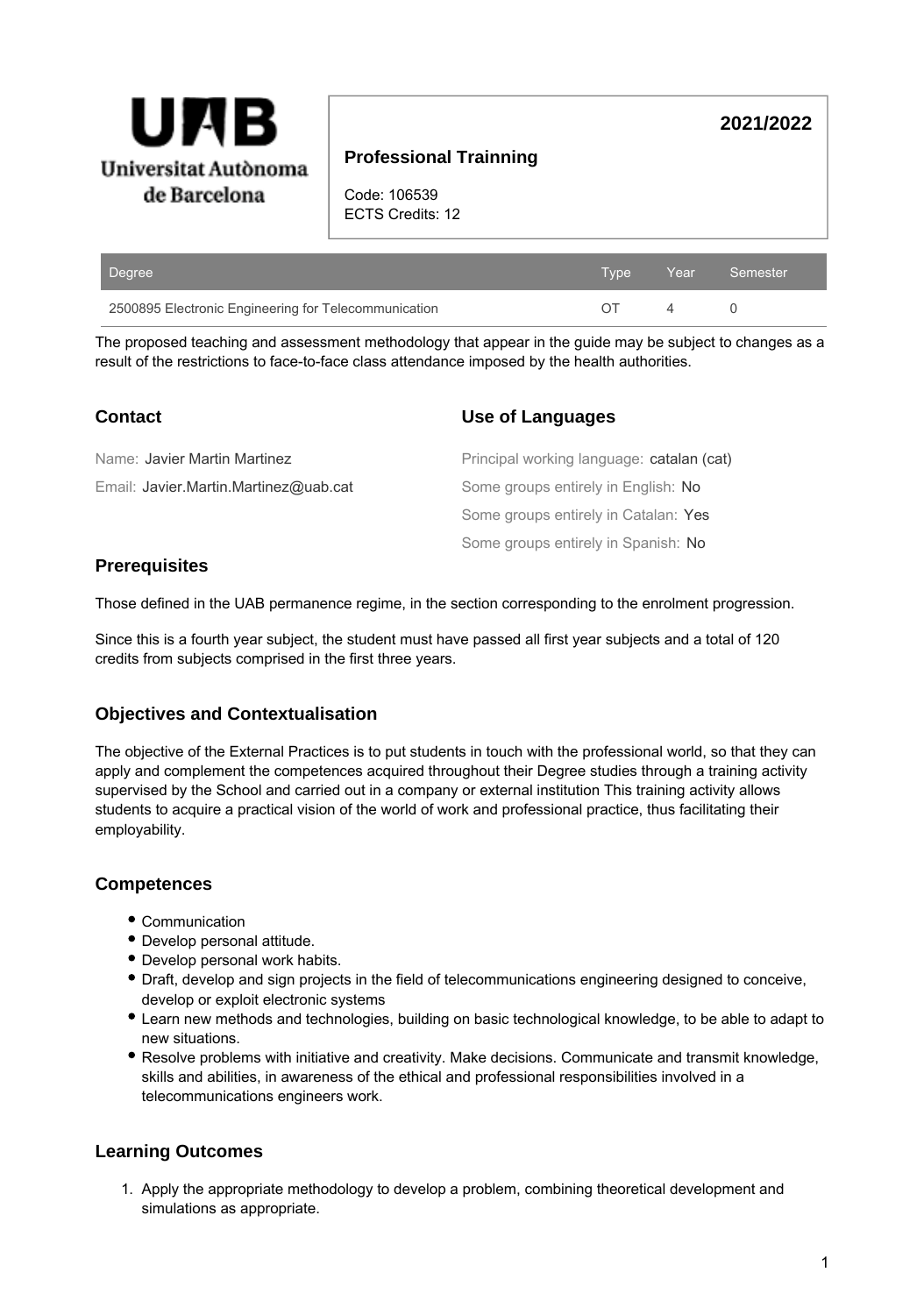Universitat Autònoma de Barcelona

# Professional Trainning

**2021/2022**

Code: 106539
ECTS Credits: 12

| Degree | Type | Year | Semester |
| --- | --- | --- | --- |
| 2500895 Electronic Engineering for Telecommunication | OT | 4 | 0 |

The proposed teaching and assessment methodology that appear in the guide may be subject to changes as a result of the restrictions to face-to-face class attendance imposed by the health authorities.

## Contact

Name: Javier Martin Martinez

Email: Javier.Martin.Martinez@uab.cat

## Use of Languages

Principal working language: catalan (cat)

Some groups entirely in English: No

Some groups entirely in Catalan: Yes

Some groups entirely in Spanish: No

## Prerequisites

Those defined in the UAB permanence regime, in the section corresponding to the enrolment progression.

Since this is a fourth year subject, the student must have passed all first year subjects and a total of 120 credits from subjects comprised in the first three years.

## Objectives and Contextualisation

The objective of the External Practices is to put students in touch with the professional world, so that they can apply and complement the competences acquired throughout their Degree studies through a training activity supervised by the School and carried out in a company or external institution This training activity allows students to acquire a practical vision of the world of work and professional practice, thus facilitating their employability.

## Competences

- Communication
- Develop personal attitude.
- Develop personal work habits.
- Draft, develop and sign projects in the field of telecommunications engineering designed to conceive, develop or exploit electronic systems
- Learn new methods and technologies, building on basic technological knowledge, to be able to adapt to new situations.
- Resolve problems with initiative and creativity. Make decisions. Communicate and transmit knowledge, skills and abilities, in awareness of the ethical and professional responsibilities involved in a telecommunications engineers work.

## Learning Outcomes

1. Apply the appropriate methodology to develop a problem, combining theoretical development and simulations as appropriate.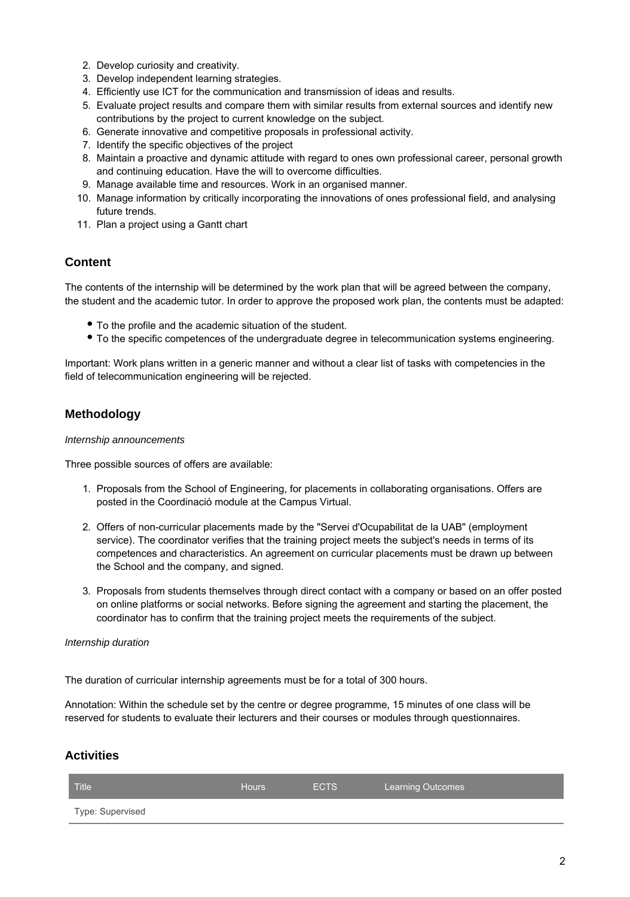2. Develop curiosity and creativity.
3. Develop independent learning strategies.
4. Efficiently use ICT for the communication and transmission of ideas and results.
5. Evaluate project results and compare them with similar results from external sources and identify new contributions by the project to current knowledge on the subject.
6. Generate innovative and competitive proposals in professional activity.
7. Identify the specific objectives of the project
8. Maintain a proactive and dynamic attitude with regard to ones own professional career, personal growth and continuing education. Have the will to overcome difficulties.
9. Manage available time and resources. Work in an organised manner.
10. Manage information by critically incorporating the innovations of ones professional field, and analysing future trends.
11. Plan a project using a Gantt chart

## Content

The contents of the internship will be determined by the work plan that will be agreed between the company, the student and the academic tutor. In order to approve the proposed work plan, the contents must be adapted:

- To the profile and the academic situation of the student.
- To the specific competences of the undergraduate degree in telecommunication systems engineering.

Important: Work plans written in a generic manner and without a clear list of tasks with competencies in the field of telecommunication engineering will be rejected.

## Methodology

*Internship announcements*

Three possible sources of offers are available:

1. Proposals from the School of Engineering, for placements in collaborating organisations. Offers are posted in the Coordinació module at the Campus Virtual.

2. Offers of non-curricular placements made by the "Servei d'Ocupabilitat de la UAB" (employment service). The coordinator verifies that the training project meets the subject's needs in terms of its competences and characteristics. An agreement on curricular placements must be drawn up between the School and the company, and signed.

3. Proposals from students themselves through direct contact with a company or based on an offer posted on online platforms or social networks. Before signing the agreement and starting the placement, the coordinator has to confirm that the training project meets the requirements of the subject.

*Internship duration*

The duration of curricular internship agreements must be for a total of 300 hours.

Annotation: Within the schedule set by the centre or degree programme, 15 minutes of one class will be reserved for students to evaluate their lecturers and their courses or modules through questionnaires.

## Activities

| Title | Hours | ECTS | Learning Outcomes |
|---|---|---|---|
| Type: Supervised | | | |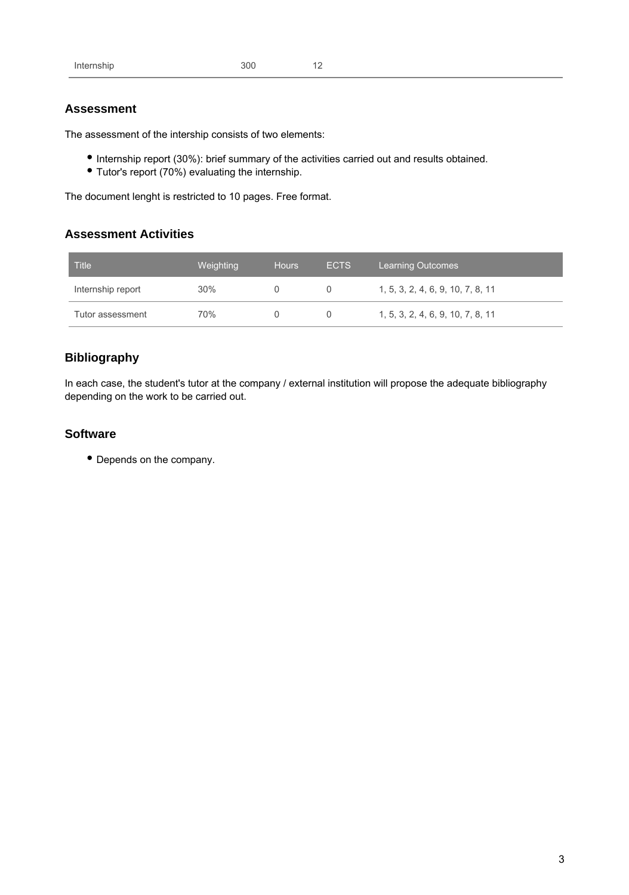| | | |
|---|---|---|
| Internship | 300 | 12 |

## Assessment

The assessment of the intership consists of two elements:

- Internship report (30%): brief summary of the activities carried out and results obtained.
- Tutor's report (70%) evaluating the internship.

The document lenght is restricted to 10 pages. Free format.

## Assessment Activities

| Title | Weighting | Hours | ECTS | Learning Outcomes |
|---|---|---|---|---|
| Internship report | 30% | 0 | 0 | 1, 5, 3, 2, 4, 6, 9, 10, 7, 8, 11 |
| Tutor assessment | 70% | 0 | 0 | 1, 5, 3, 2, 4, 6, 9, 10, 7, 8, 11 |

## Bibliography

In each case, the student's tutor at the company / external institution will propose the adequate bibliography depending on the work to be carried out.

## Software

- Depends on the company.